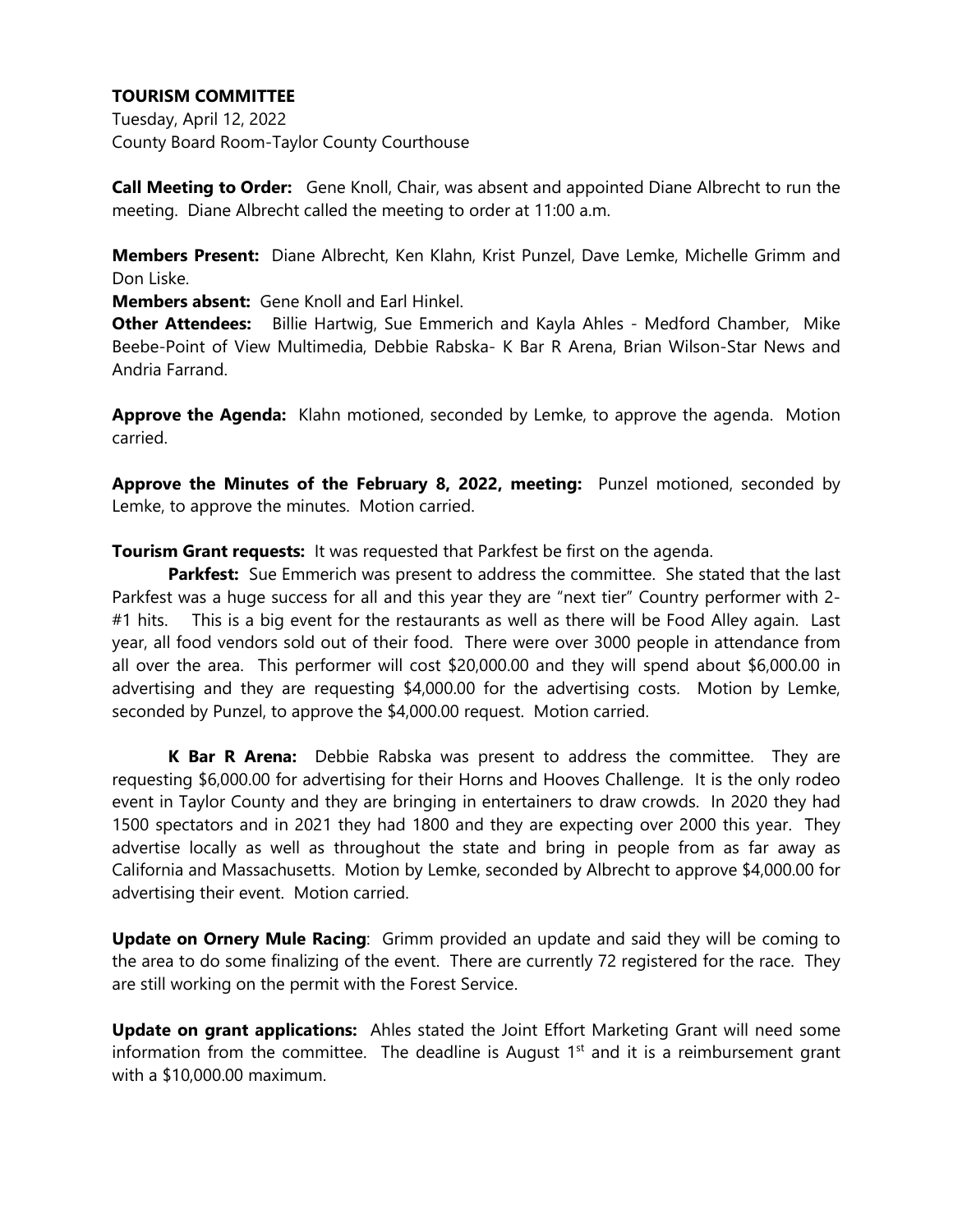# TOURISM COMMITTEE

Tuesday, April 12, 2022
County Board Room-Taylor County Courthouse

**Call Meeting to Order:** Gene Knoll, Chair, was absent and appointed Diane Albrecht to run the meeting. Diane Albrecht called the meeting to order at 11:00 a.m.

**Members Present:** Diane Albrecht, Ken Klahn, Krist Punzel, Dave Lemke, Michelle Grimm and Don Liske.
**Members absent:** Gene Knoll and Earl Hinkel.
**Other Attendees:** Billie Hartwig, Sue Emmerich and Kayla Ahles - Medford Chamber, Mike Beebe-Point of View Multimedia, Debbie Rabska- K Bar R Arena, Brian Wilson-Star News and Andria Farrand.

**Approve the Agenda:** Klahn motioned, seconded by Lemke, to approve the agenda. Motion carried.

**Approve the Minutes of the February 8, 2022, meeting:** Punzel motioned, seconded by Lemke, to approve the minutes. Motion carried.

**Tourism Grant requests:** It was requested that Parkfest be first on the agenda.

**Parkfest:** Sue Emmerich was present to address the committee. She stated that the last Parkfest was a huge success for all and this year they are "next tier" Country performer with 2-#1 hits. This is a big event for the restaurants as well as there will be Food Alley again. Last year, all food vendors sold out of their food. There were over 3000 people in attendance from all over the area. This performer will cost $20,000.00 and they will spend about $6,000.00 in advertising and they are requesting $4,000.00 for the advertising costs. Motion by Lemke, seconded by Punzel, to approve the $4,000.00 request. Motion carried.

**K Bar R Arena:** Debbie Rabska was present to address the committee. They are requesting $6,000.00 for advertising for their Horns and Hooves Challenge. It is the only rodeo event in Taylor County and they are bringing in entertainers to draw crowds. In 2020 they had 1500 spectators and in 2021 they had 1800 and they are expecting over 2000 this year. They advertise locally as well as throughout the state and bring in people from as far away as California and Massachusetts. Motion by Lemke, seconded by Albrecht to approve $4,000.00 for advertising their event. Motion carried.

**Update on Ornery Mule Racing**: Grimm provided an update and said they will be coming to the area to do some finalizing of the event. There are currently 72 registered for the race. They are still working on the permit with the Forest Service.

**Update on grant applications:** Ahles stated the Joint Effort Marketing Grant will need some information from the committee. The deadline is August 1st and it is a reimbursement grant with a $10,000.00 maximum.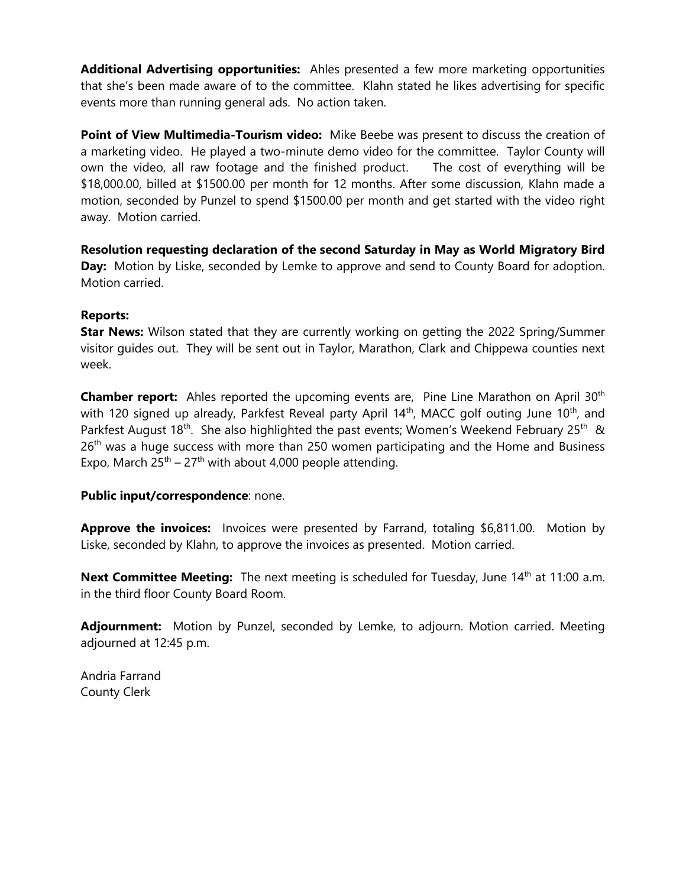**Additional Advertising opportunities:** Ahles presented a few more marketing opportunities that she's been made aware of to the committee. Klahn stated he likes advertising for specific events more than running general ads. No action taken.

**Point of View Multimedia-Tourism video:** Mike Beebe was present to discuss the creation of a marketing video. He played a two-minute demo video for the committee. Taylor County will own the video, all raw footage and the finished product. The cost of everything will be $18,000.00, billed at $1500.00 per month for 12 months. After some discussion, Klahn made a motion, seconded by Punzel to spend $1500.00 per month and get started with the video right away. Motion carried.

**Resolution requesting declaration of the second Saturday in May as World Migratory Bird Day:** Motion by Liske, seconded by Lemke to approve and send to County Board for adoption. Motion carried.

**Reports:**

**Star News:** Wilson stated that they are currently working on getting the 2022 Spring/Summer visitor guides out. They will be sent out in Taylor, Marathon, Clark and Chippewa counties next week.

**Chamber report:** Ahles reported the upcoming events are, Pine Line Marathon on April 30th with 120 signed up already, Parkfest Reveal party April 14th, MACC golf outing June 10th, and Parkfest August 18th. She also highlighted the past events; Women's Weekend February 25th & 26th was a huge success with more than 250 women participating and the Home and Business Expo, March 25th – 27th with about 4,000 people attending.

**Public input/correspondence**: none.

**Approve the invoices:** Invoices were presented by Farrand, totaling $6,811.00. Motion by Liske, seconded by Klahn, to approve the invoices as presented. Motion carried.

**Next Committee Meeting:** The next meeting is scheduled for Tuesday, June 14th at 11:00 a.m. in the third floor County Board Room.

**Adjournment:** Motion by Punzel, seconded by Lemke, to adjourn. Motion carried. Meeting adjourned at 12:45 p.m.

Andria Farrand
County Clerk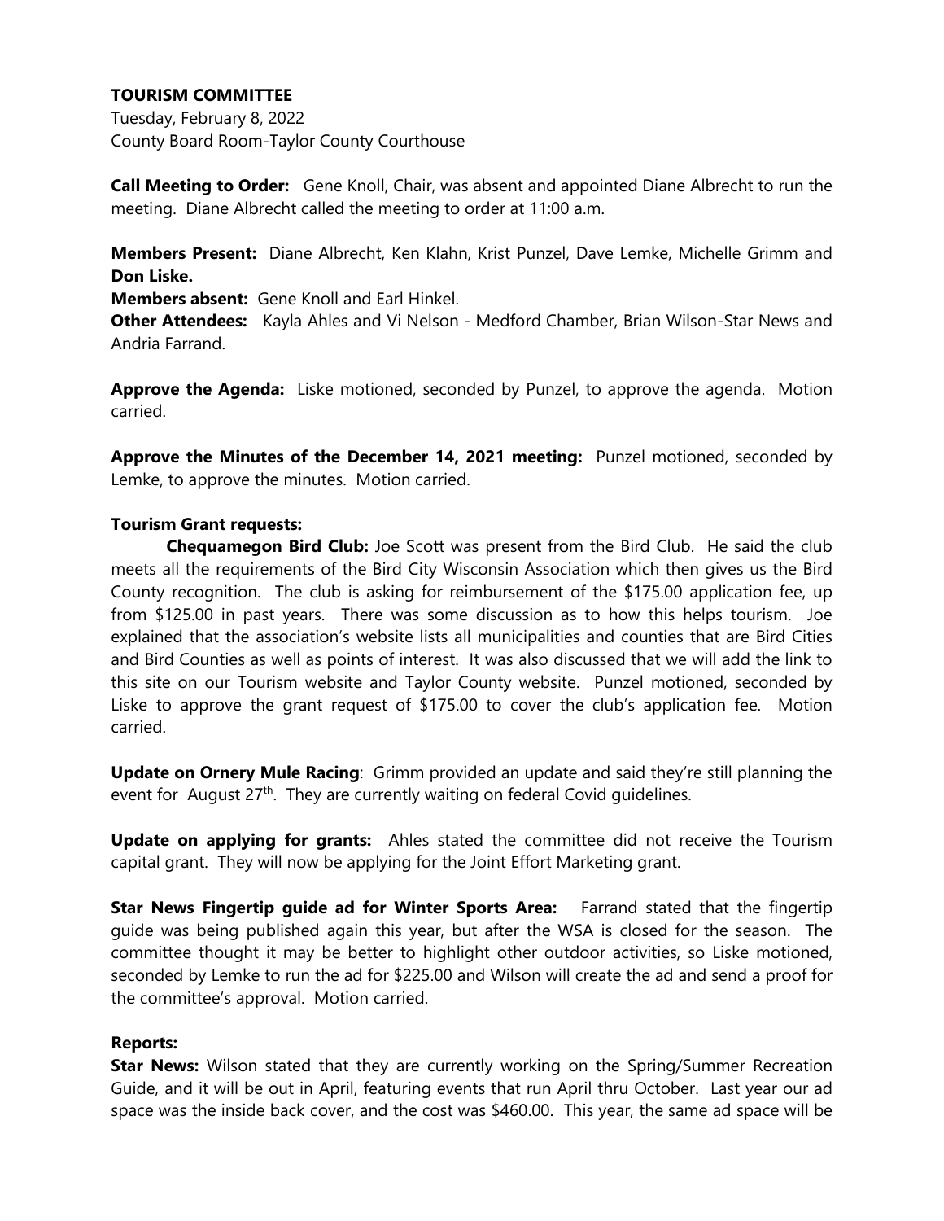**TOURISM COMMITTEE**

Tuesday, February 8, 2022
County Board Room-Taylor County Courthouse

**Call Meeting to Order:** Gene Knoll, Chair, was absent and appointed Diane Albrecht to run the meeting. Diane Albrecht called the meeting to order at 11:00 a.m.

**Members Present:** Diane Albrecht, Ken Klahn, Krist Punzel, Dave Lemke, Michelle Grimm and **Don Liske.**

**Members absent:** Gene Knoll and Earl Hinkel.

**Other Attendees:** Kayla Ahles and Vi Nelson - Medford Chamber, Brian Wilson-Star News and Andria Farrand.

**Approve the Agenda:** Liske motioned, seconded by Punzel, to approve the agenda. Motion carried.

**Approve the Minutes of the December 14, 2021 meeting:** Punzel motioned, seconded by Lemke, to approve the minutes. Motion carried.

**Tourism Grant requests:**

**Chequamegon Bird Club:** Joe Scott was present from the Bird Club. He said the club meets all the requirements of the Bird City Wisconsin Association which then gives us the Bird County recognition. The club is asking for reimbursement of the $175.00 application fee, up from $125.00 in past years. There was some discussion as to how this helps tourism. Joe explained that the association's website lists all municipalities and counties that are Bird Cities and Bird Counties as well as points of interest. It was also discussed that we will add the link to this site on our Tourism website and Taylor County website. Punzel motioned, seconded by Liske to approve the grant request of $175.00 to cover the club's application fee. Motion carried.

**Update on Ornery Mule Racing**: Grimm provided an update and said they're still planning the event for August 27th. They are currently waiting on federal Covid guidelines.

**Update on applying for grants:** Ahles stated the committee did not receive the Tourism capital grant. They will now be applying for the Joint Effort Marketing grant.

**Star News Fingertip guide ad for Winter Sports Area:** Farrand stated that the fingertip guide was being published again this year, but after the WSA is closed for the season. The committee thought it may be better to highlight other outdoor activities, so Liske motioned, seconded by Lemke to run the ad for $225.00 and Wilson will create the ad and send a proof for the committee's approval. Motion carried.

**Reports:**

**Star News:** Wilson stated that they are currently working on the Spring/Summer Recreation Guide, and it will be out in April, featuring events that run April thru October. Last year our ad space was the inside back cover, and the cost was $460.00. This year, the same ad space will be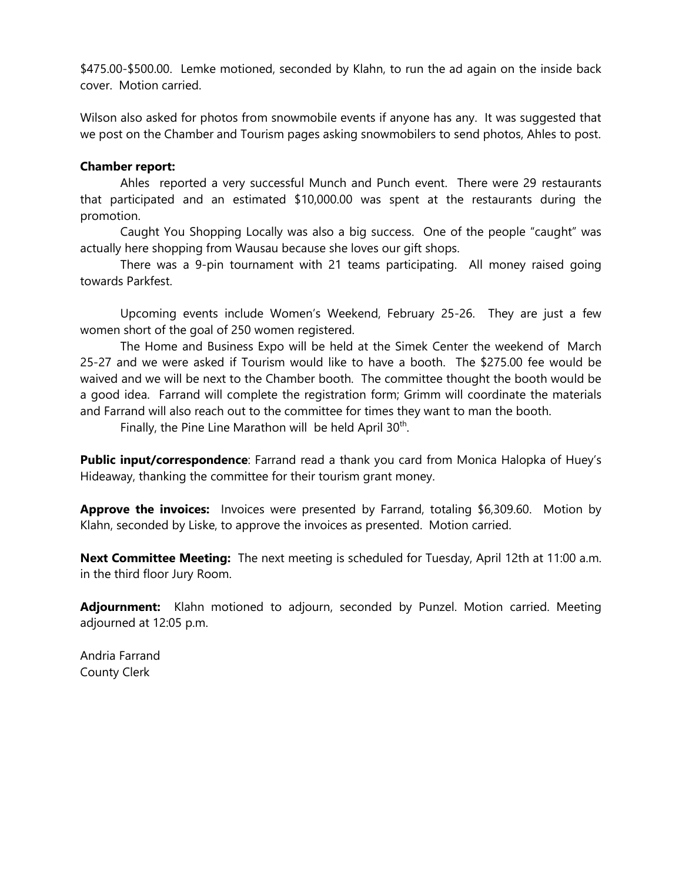$475.00-$500.00. Lemke motioned, seconded by Klahn, to run the ad again on the inside back cover. Motion carried.

Wilson also asked for photos from snowmobile events if anyone has any. It was suggested that we post on the Chamber and Tourism pages asking snowmobilers to send photos, Ahles to post.

**Chamber report:**

Ahles reported a very successful Munch and Punch event. There were 29 restaurants that participated and an estimated $10,000.00 was spent at the restaurants during the promotion.

Caught You Shopping Locally was also a big success. One of the people "caught" was actually here shopping from Wausau because she loves our gift shops.

There was a 9-pin tournament with 21 teams participating. All money raised going towards Parkfest.

Upcoming events include Women's Weekend, February 25-26. They are just a few women short of the goal of 250 women registered.

The Home and Business Expo will be held at the Simek Center the weekend of March 25-27 and we were asked if Tourism would like to have a booth. The $275.00 fee would be waived and we will be next to the Chamber booth. The committee thought the booth would be a good idea. Farrand will complete the registration form; Grimm will coordinate the materials and Farrand will also reach out to the committee for times they want to man the booth.

Finally, the Pine Line Marathon will be held April 30th.

**Public input/correspondence**: Farrand read a thank you card from Monica Halopka of Huey's Hideaway, thanking the committee for their tourism grant money.

**Approve the invoices:** Invoices were presented by Farrand, totaling $6,309.60. Motion by Klahn, seconded by Liske, to approve the invoices as presented. Motion carried.

**Next Committee Meeting:** The next meeting is scheduled for Tuesday, April 12th at 11:00 a.m. in the third floor Jury Room.

**Adjournment:** Klahn motioned to adjourn, seconded by Punzel. Motion carried. Meeting adjourned at 12:05 p.m.

Andria Farrand
County Clerk